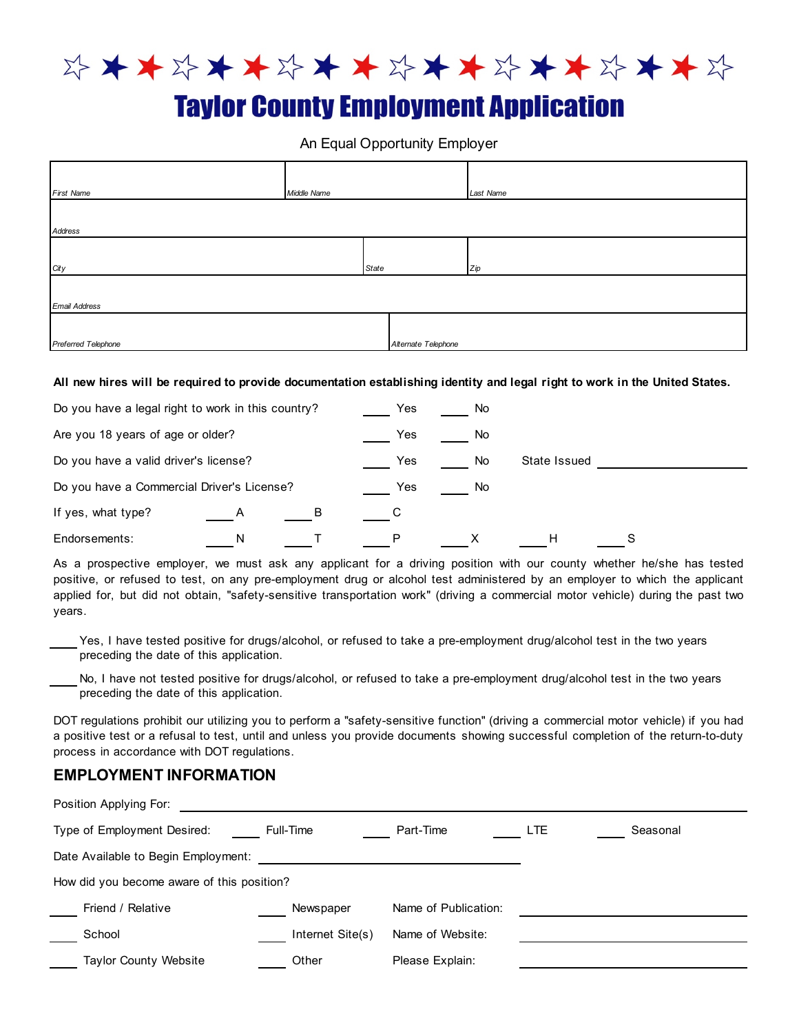# Taylor County Employment Application

An Equal Opportunity Employer

| First Name | Middle Name | Last Name |
|---|---|---|
| Address | | |
| City | State | Zip |
| Email Address | | |
| Preferred Telephone | Alternate Telephone | |

**All new hires will be required to provide documentation establishing identity and legal right to work in the United States.**

Do you have a legal right to work in this country? ____ Yes ____ No

Are you 18 years of age or older? ____ Yes ____ No

Do you have a valid driver's license? ____ Yes ____ No State Issued ____________

Do you have a Commercial Driver's License? ____ Yes ____ No

If yes, what type? ____ A ____ B ____ C

Endorsements: ____ N ____ T ____ P ____ X ____ H ____ S

As a prospective employer, we must ask any applicant for a driving position with our county whether he/she has tested positive, or refused to test, on any pre-employment drug or alcohol test administered by an employer to which the applicant applied for, but did not obtain, "safety-sensitive transportation work" (driving a commercial motor vehicle) during the past two years.

____ Yes, I have tested positive for drugs/alcohol, or refused to take a pre-employment drug/alcohol test in the two years preceding the date of this application.

____ No, I have not tested positive for drugs/alcohol, or refused to take a pre-employment drug/alcohol test in the two years preceding the date of this application.

DOT regulations prohibit our utilizing you to perform a "safety-sensitive function" (driving a commercial motor vehicle) if you had a positive test or a refusal to test, until and unless you provide documents showing successful completion of the return-to-duty process in accordance with DOT regulations.

## EMPLOYMENT INFORMATION

Position Applying For: ____________

Type of Employment Desired: ____ Full-Time ____ Part-Time ____ LTE ____ Seasonal

Date Available to Begin Employment: ____________

How did you become aware of this position?

____ Friend / Relative ____ Newspaper Name of Publication: ____________

____ School ____ Internet Site(s) Name of Website: ____________

____ Taylor County Website ____ Other Please Explain: ____________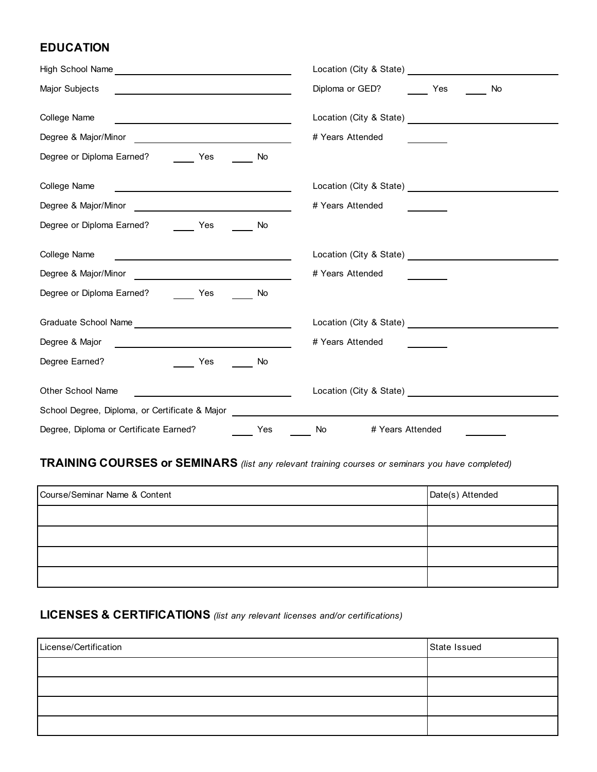## EDUCATION

High School Name ______________________ Location (City & State) ______________________

Major Subjects ______________________ Diploma or GED? ____ Yes ____ No

College Name ______________________ Location (City & State) ______________________

Degree & Major/Minor ______________________ # Years Attended ______

Degree or Diploma Earned? ____ Yes ____ No

College Name ______________________ Location (City & State) ______________________

Degree & Major/Minor ______________________ # Years Attended ______

Degree or Diploma Earned? ____ Yes ____ No

College Name ______________________ Location (City & State) ______________________

Degree & Major/Minor ______________________ # Years Attended ______

Degree or Diploma Earned? ____ Yes ____ No

Graduate School Name ______________________ Location (City & State) ______________________

Degree & Major ______________________ # Years Attended ______

Degree Earned? ____ Yes ____ No

Other School Name ______________________ Location (City & State) ______________________

School Degree, Diploma, or Certificate & Major ______________________

Degree, Diploma or Certificate Earned? ____ Yes ____ No # Years Attended ______

## TRAINING COURSES or SEMINARS *(list any relevant training courses or seminars you have completed)*

| Course/Seminar Name & Content | Date(s) Attended |
| --- | --- |
| | |
| | |
| | |
| | |

## LICENSES & CERTIFICATIONS *(list any relevant licenses and/or certifications)*

| License/Certification | State Issued |
| --- | --- |
| | |
| | |
| | |
| | |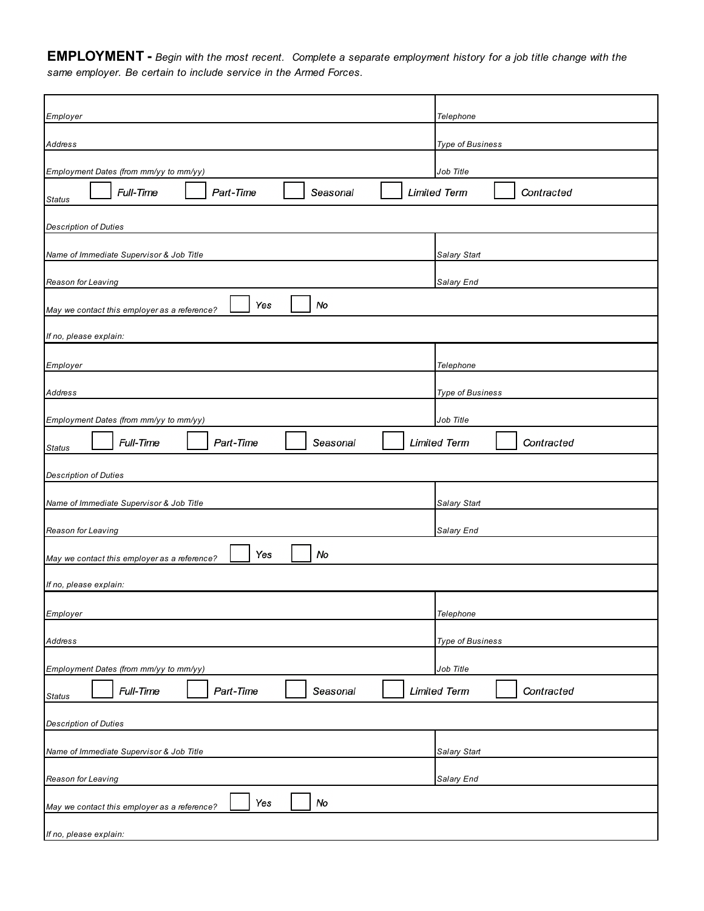**EMPLOYMENT -** *Begin with the most recent. Complete a separate employment history for a job title change with the same employer. Be certain to include service in the Armed Forces.*

| | |
|---|---|
| *Employer* | *Telephone* |
| *Address* | *Type of Business* |
| *Employment Dates (from mm/yy to mm/yy)* | *Job Title* |
| *Status* ☐ *Full-Time* ☐ *Part-Time* ☐ *Seasonal* ☐ *Limited Term* ☐ *Contracted* | |
| *Description of Duties* | |
| *Name of Immediate Supervisor & Job Title* | *Salary Start* |
| *Reason for Leaving* | *Salary End* |
| *May we contact this employer as a reference?* ☐ *Yes* ☐ *No* | |
| *If no, please explain:* | |

| | |
|---|---|
| *Employer* | *Telephone* |
| *Address* | *Type of Business* |
| *Employment Dates (from mm/yy to mm/yy)* | *Job Title* |
| *Status* ☐ *Full-Time* ☐ *Part-Time* ☐ *Seasonal* ☐ *Limited Term* ☐ *Contracted* | |
| *Description of Duties* | |
| *Name of Immediate Supervisor & Job Title* | *Salary Start* |
| *Reason for Leaving* | *Salary End* |
| *May we contact this employer as a reference?* ☐ *Yes* ☐ *No* | |
| *If no, please explain:* | |

| | |
|---|---|
| *Employer* | *Telephone* |
| *Address* | *Type of Business* |
| *Employment Dates (from mm/yy to mm/yy)* | *Job Title* |
| *Status* ☐ *Full-Time* ☐ *Part-Time* ☐ *Seasonal* ☐ *Limited Term* ☐ *Contracted* | |
| *Description of Duties* | |
| *Name of Immediate Supervisor & Job Title* | *Salary Start* |
| *Reason for Leaving* | *Salary End* |
| *May we contact this employer as a reference?* ☐ *Yes* ☐ *No* | |
| *If no, please explain:* | |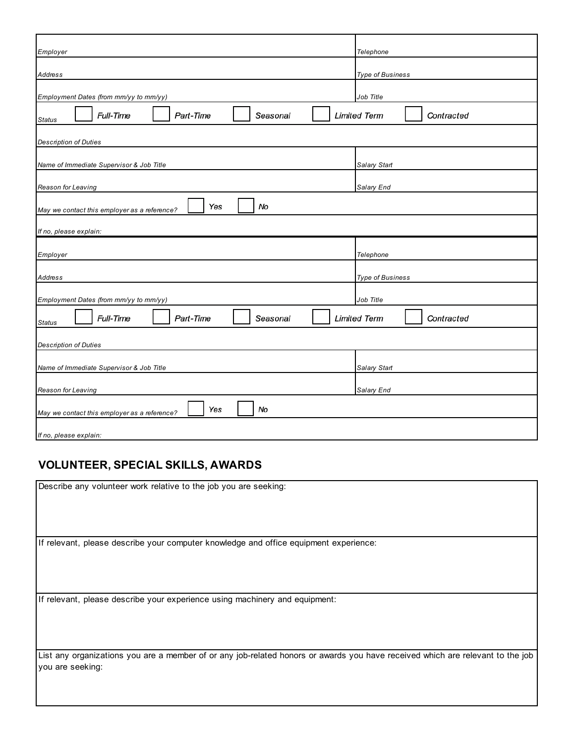| | |
|---|---|
| Employer | Telephone |
| Address | Type of Business |
| Employment Dates (from mm/yy to mm/yy) | Job Title |
| Status ☐ Full-Time ☐ Part-Time ☐ Seasonal ☐ Limited Term ☐ Contracted | |
| Description of Duties | |
| Name of Immediate Supervisor & Job Title | Salary Start |
| Reason for Leaving | Salary End |
| May we contact this employer as a reference? ☐ Yes ☐ No | |
| If no, please explain: | |

| | |
|---|---|
| Employer | Telephone |
| Address | Type of Business |
| Employment Dates (from mm/yy to mm/yy) | Job Title |
| Status ☐ Full-Time ☐ Part-Time ☐ Seasonal ☐ Limited Term ☐ Contracted | |
| Description of Duties | |
| Name of Immediate Supervisor & Job Title | Salary Start |
| Reason for Leaving | Salary End |
| May we contact this employer as a reference? ☐ Yes ☐ No | |
| If no, please explain: | |

## VOLUNTEER, SPECIAL SKILLS, AWARDS

Describe any volunteer work relative to the job you are seeking:

If relevant, please describe your computer knowledge and office equipment experience:

If relevant, please describe your experience using machinery and equipment:

List any organizations you are a member of or any job-related honors or awards you have received which are relevant to the job you are seeking: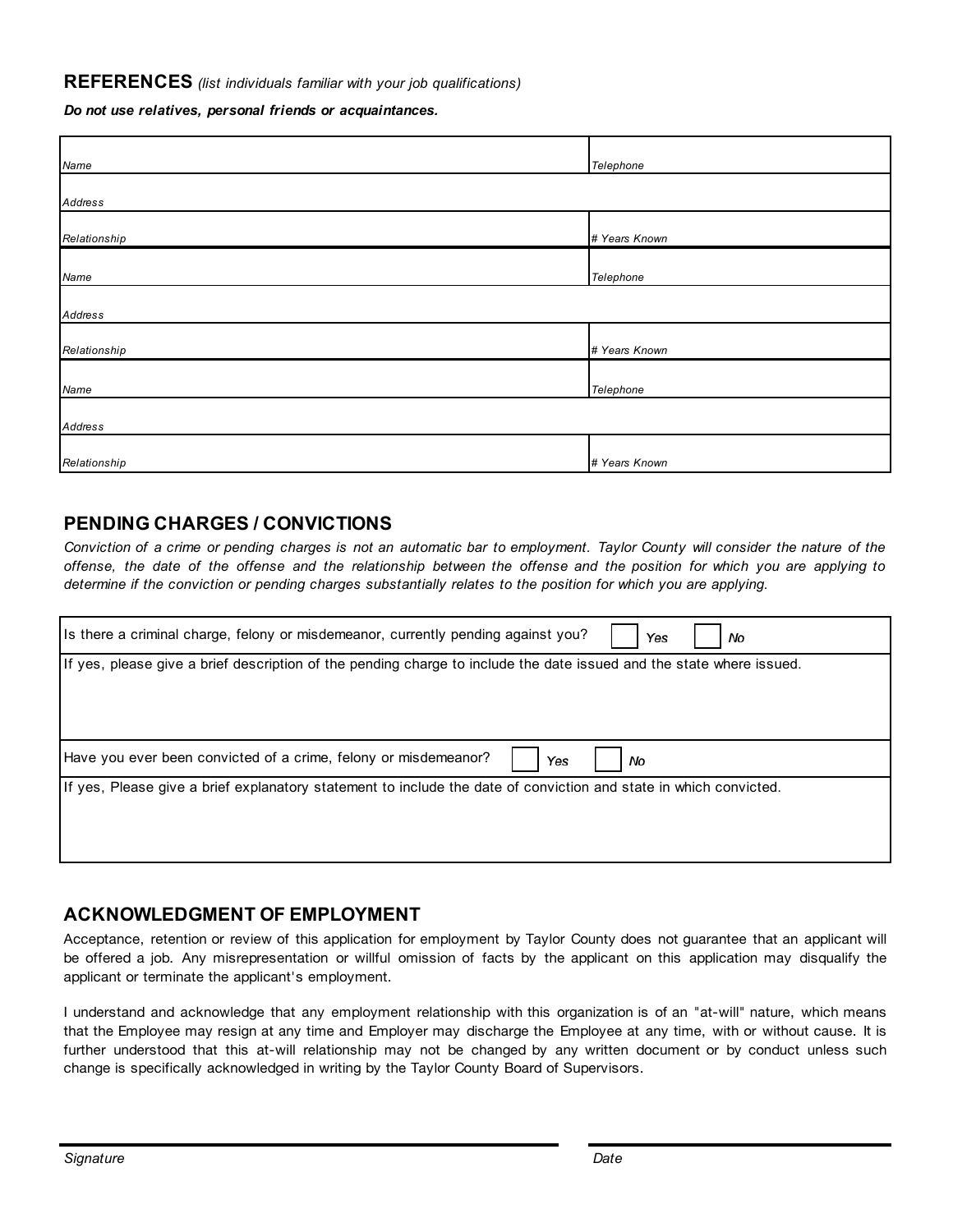## REFERENCES *(list individuals familiar with your job qualifications)*

***Do not use relatives, personal friends or acquaintances.***

| | |
|---|---|
| *Name* | *Telephone* |
| *Address* | |
| *Relationship* | *# Years Known* |
| *Name* | *Telephone* |
| *Address* | |
| *Relationship* | *# Years Known* |
| *Name* | *Telephone* |
| *Address* | |
| *Relationship* | *# Years Known* |

## PENDING CHARGES / CONVICTIONS

*Conviction of a crime or pending charges is not an automatic bar to employment. Taylor County will consider the nature of the offense, the date of the offense and the relationship between the offense and the position for which you are applying to determine if the conviction or pending charges substantially relates to the position for which you are applying.*

| |
|---|
| Is there a criminal charge, felony or misdemeanor, currently pending against you? ☐ *Yes* ☐ *No* |
| If yes, please give a brief description of the pending charge to include the date issued and the state where issued. |
| Have you ever been convicted of a crime, felony or misdemeanor? ☐ *Yes* ☐ *No* |
| If yes, Please give a brief explanatory statement to include the date of conviction and state in which convicted. |

## ACKNOWLEDGMENT OF EMPLOYMENT

Acceptance, retention or review of this application for employment by Taylor County does not guarantee that an applicant will be offered a job. Any misrepresentation or willful omission of facts by the applicant on this application may disqualify the applicant or terminate the applicant's employment.

I understand and acknowledge that any employment relationship with this organization is of an "at-will" nature, which means that the Employee may resign at any time and Employer may discharge the Employee at any time, with or without cause. It is further understood that this at-will relationship may not be changed by any written document or by conduct unless such change is specifically acknowledged in writing by the Taylor County Board of Supervisors.

*Signature* _______________________________ *Date* _______________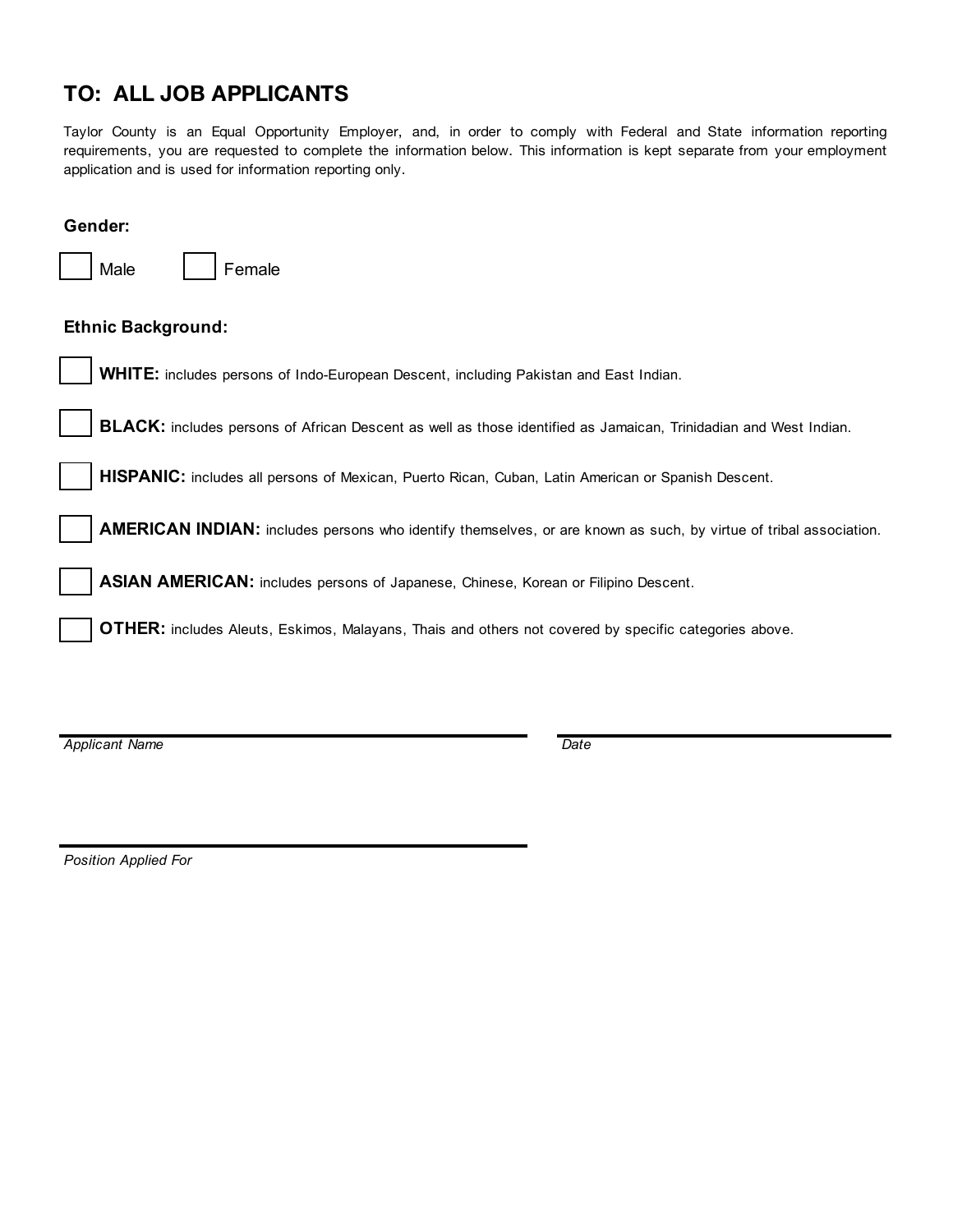# TO: ALL JOB APPLICANTS

Taylor County is an Equal Opportunity Employer, and, in order to comply with Federal and State information reporting requirements, you are requested to complete the information below. This information is kept separate from your employment application and is used for information reporting only.

**Gender:**

☐ Male ☐ Female

**Ethnic Background:**

☐ **WHITE:** includes persons of Indo-European Descent, including Pakistan and East Indian.

☐ **BLACK:** includes persons of African Descent as well as those identified as Jamaican, Trinidadian and West Indian.

☐ **HISPANIC:** includes all persons of Mexican, Puerto Rican, Cuban, Latin American or Spanish Descent.

☐ **AMERICAN INDIAN:** includes persons who identify themselves, or are known as such, by virtue of tribal association.

☐ **ASIAN AMERICAN:** includes persons of Japanese, Chinese, Korean or Filipino Descent.

☐ **OTHER:** includes Aleuts, Eskimos, Malayans, Thais and others not covered by specific categories above.

______________________________ ______________________________

*Applicant Name* *Date*

______________________________

*Position Applied For*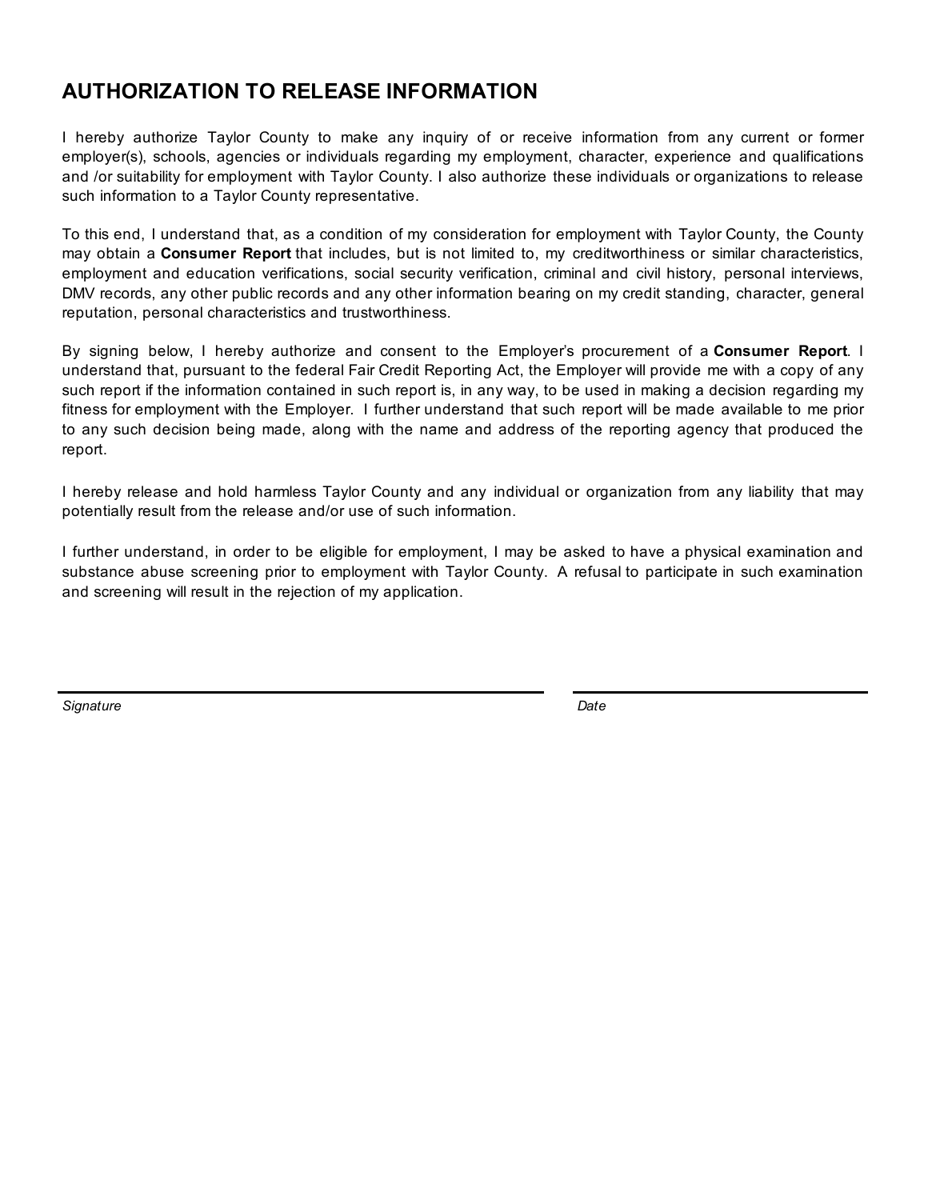## AUTHORIZATION TO RELEASE INFORMATION

I hereby authorize Taylor County to make any inquiry of or receive information from any current or former employer(s), schools, agencies or individuals regarding my employment, character, experience and qualifications and /or suitability for employment with Taylor County. I also authorize these individuals or organizations to release such information to a Taylor County representative.

To this end, I understand that, as a condition of my consideration for employment with Taylor County, the County may obtain a **Consumer Report** that includes, but is not limited to, my creditworthiness or similar characteristics, employment and education verifications, social security verification, criminal and civil history, personal interviews, DMV records, any other public records and any other information bearing on my credit standing, character, general reputation, personal characteristics and trustworthiness.

By signing below, I hereby authorize and consent to the Employer's procurement of a **Consumer Report**. I understand that, pursuant to the federal Fair Credit Reporting Act, the Employer will provide me with a copy of any such report if the information contained in such report is, in any way, to be used in making a decision regarding my fitness for employment with the Employer. I further understand that such report will be made available to me prior to any such decision being made, along with the name and address of the reporting agency that produced the report.

I hereby release and hold harmless Taylor County and any individual or organization from any liability that may potentially result from the release and/or use of such information.

I further understand, in order to be eligible for employment, I may be asked to have a physical examination and substance abuse screening prior to employment with Taylor County. A refusal to participate in such examination and screening will result in the rejection of my application.

\_\_\_\_\_\_\_\_\_\_\_\_\_\_\_\_\_\_\_\_\_\_\_\_\_\_\_\_\_\_\_\_\_\_\_\_\_\_\_\_ \_\_\_\_\_\_\_\_\_\_\_\_\_\_\_\_\_\_\_\_\_\_\_\_

*Signature* *Date*